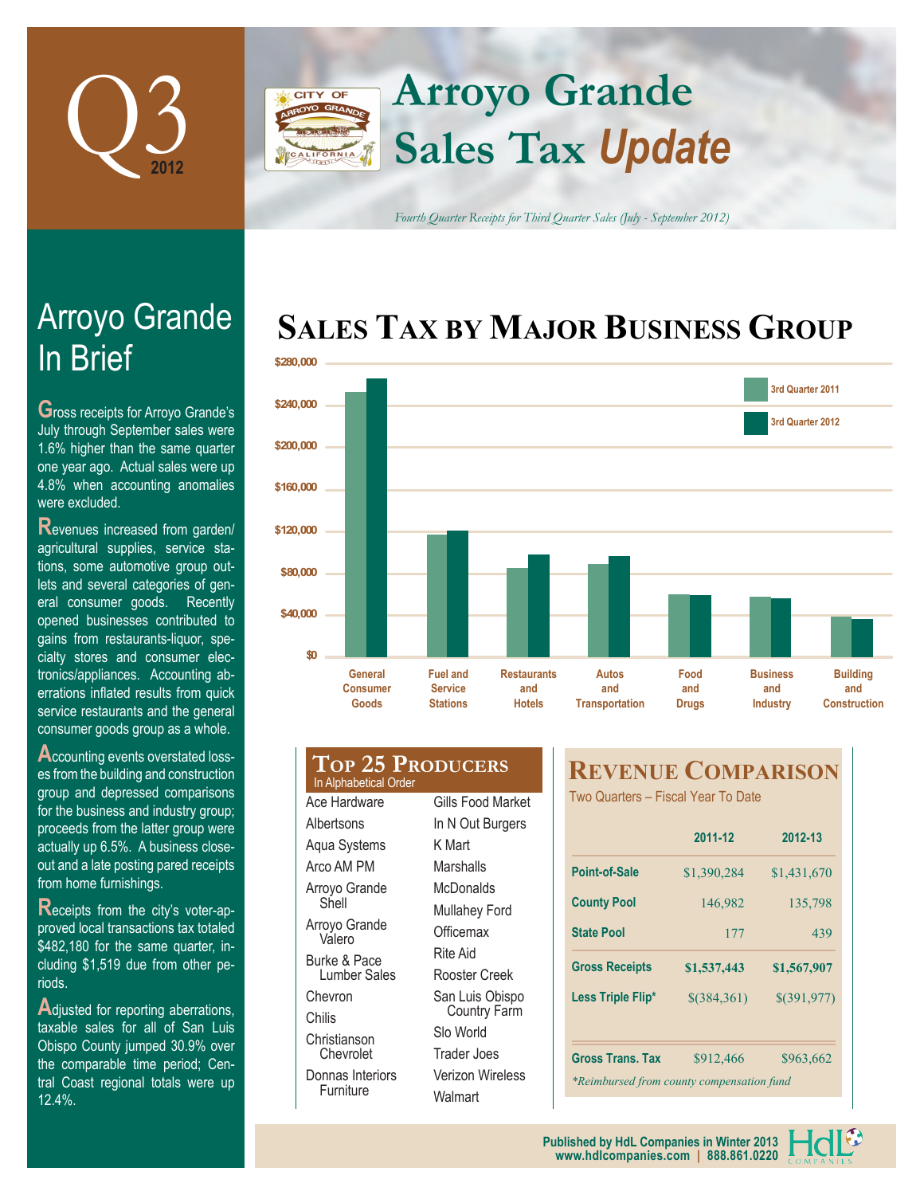# Q3 2012

# Arroyo Grande Sales Tax *Update*

*Fourth Quarter Receipts for Third Quarter Sales (July - September 2012)*

## Arroyo Grande In Brief

Gross receipts for Arroyo Grande's July through September sales were 1.6% higher than the same quarter one year ago. Actual sales were up 4.8% when accounting anomalies were excluded.

Revenues increased from garden/agricultural supplies, service stations, some automotive group outlets and several categories of general consumer goods. Recently opened businesses contributed to gains from restaurants-liquor, specialty stores and consumer electronics/appliances. Accounting aberrations inflated results from quick service restaurants and the general consumer goods group as a whole.

Accounting events overstated losses from the building and construction group and depressed comparisons for the business and industry group; proceeds from the latter group were actually up 6.5%. A business closeout and a late posting pared receipts from home furnishings.

Receipts from the city's voter-approved local transactions tax totaled $482,180 for the same quarter, including $1,519 due from other periods.

Adjusted for reporting aberrations, taxable sales for all of San Luis Obispo County jumped 30.9% over the comparable time period; Central Coast regional totals were up 12.4%.

## Sales Tax by Major Business Group

Legend: 3rd Quarter 2011, 3rd Quarter 2012

Categories: General Consumer Goods; Fuel and Service Stations; Restaurants and Hotels; Autos and Transportation; Food and Drugs; Business and Industry; Building and Construction

## Top 25 Producers

In Alphabetical Order

- Ace Hardware
- Albertsons
- Aqua Systems
- Arco AM PM
- Arroyo Grande Shell
- Arroyo Grande Valero
- Burke & Pace Lumber Sales
- Chevron
- Chilis
- Christianson Chevrolet
- Donnas Interiors Furniture
- Gills Food Market
- In N Out Burgers
- K Mart
- Marshalls
- McDonalds
- Mullahey Ford
- Officemax
- Rite Aid
- Rooster Creek
- San Luis Obispo Country Farm
- Slo World
- Trader Joes
- Verizon Wireless
- Walmart

## Revenue Comparison

Two Quarters – Fiscal Year To Date

| | 2011-12 | 2012-13 |
|---|---|---|
| Point-of-Sale | $1,390,284 | $1,431,670 |
| County Pool | 146,982 | 135,798 |
| State Pool | 177 | 439 |
| **Gross Receipts** | **$1,537,443** | **$1,567,907** |
| Less Triple Flip* | $(384,361) | $(391,977) |
| Gross Trans. Tax | $912,466 | $963,662 |

*Reimbursed from county compensation fund*

Published by HdL Companies in Winter 2013
www.hdlcompanies.com | 888.861.0220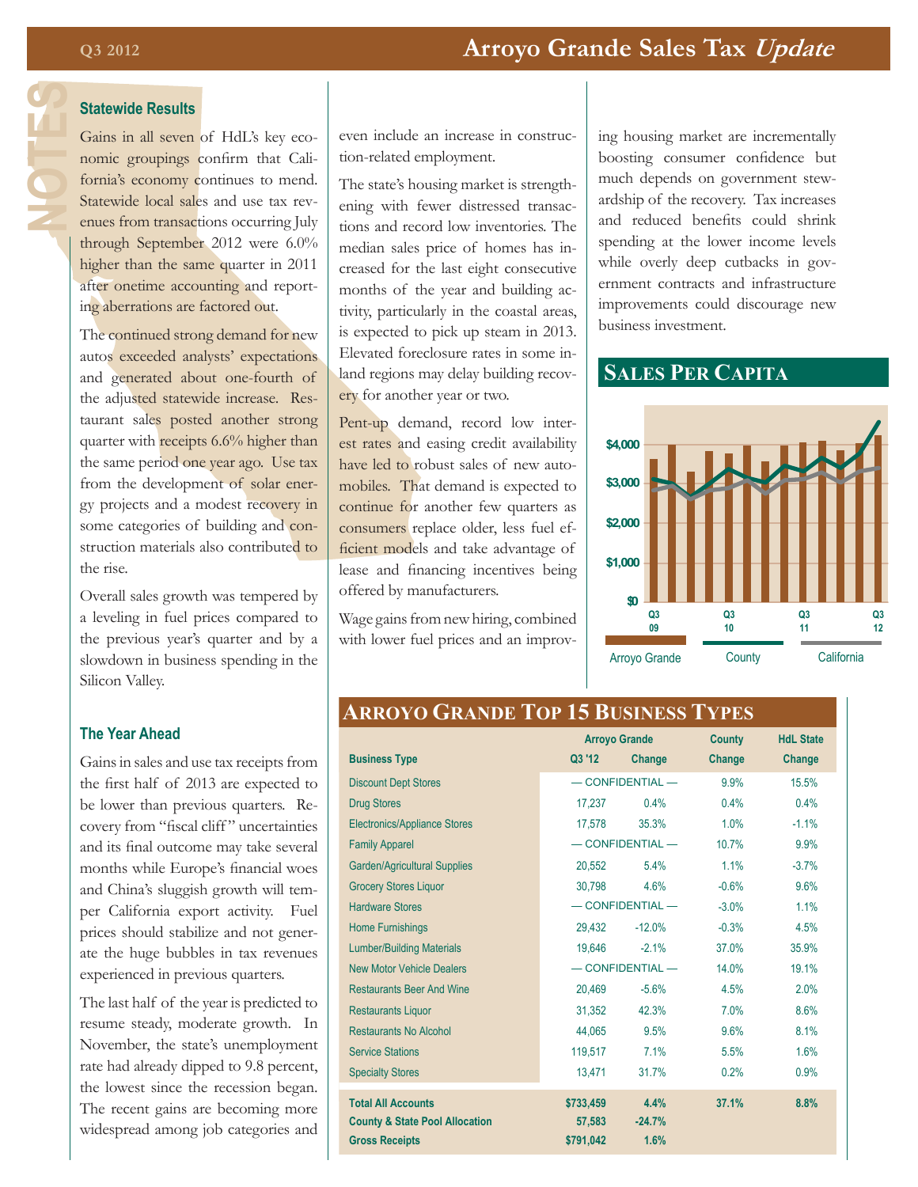Q3 2012

# Arroyo Grande Sales Tax *Update*

NOTES

### Statewide Results

Gains in all seven of HdL's key economic groupings confirm that California's economy continues to mend. Statewide local sales and use tax revenues from transactions occurring July through September 2012 were 6.0% higher than the same quarter in 2011 after onetime accounting and reporting aberrations are factored out.

The continued strong demand for new autos exceeded analysts' expectations and generated about one-fourth of the adjusted statewide increase. Restaurant sales posted another strong quarter with receipts 6.6% higher than the same period one year ago. Use tax from the development of solar energy projects and a modest recovery in some categories of building and construction materials also contributed to the rise.

Overall sales growth was tempered by a leveling in fuel prices compared to the previous year's quarter and by a slowdown in business spending in the Silicon Valley.

### The Year Ahead

Gains in sales and use tax receipts from the first half of 2013 are expected to be lower than previous quarters. Recovery from "fiscal cliff" uncertainties and its final outcome may take several months while Europe's financial woes and China's sluggish growth will temper California export activity. Fuel prices should stabilize and not generate the huge bubbles in tax revenues experienced in previous quarters.

The last half of the year is predicted to resume steady, moderate growth. In November, the state's unemployment rate had already dipped to 9.8 percent, the lowest since the recession began. The recent gains are becoming more widespread among job categories and even include an increase in construction-related employment.

The state's housing market is strengthening with fewer distressed transactions and record low inventories. The median sales price of homes has increased for the last eight consecutive months of the year and building activity, particularly in the coastal areas, is expected to pick up steam in 2013. Elevated foreclosure rates in some inland regions may delay building recovery for another year or two.

Pent-up demand, record low interest rates and easing credit availability have led to robust sales of new automobiles. That demand is expected to continue for another few quarters as consumers replace older, less fuel efficient models and take advantage of lease and financing incentives being offered by manufacturers.

Wage gains from new hiring, combined with lower fuel prices and an improving housing market are incrementally boosting consumer confidence but much depends on government stewardship of the recovery. Tax increases and reduced benefits could shrink spending at the lower income levels while overly deep cutbacks in government contracts and infrastructure improvements could discourage new business investment.

## Sales Per Capita

$4,000
$3,000
$2,000
$1,000
$0
Q3 09
Q3 10
Q3 11
Q3 12
Arroyo Grande
County
California

## Arroyo Grande Top 15 Business Types

| Business Type | Arroyo Grande Q3 '12 | Arroyo Grande Change | County Change | HdL State Change |
|---|---|---|---|---|
| Discount Dept Stores | — CONFIDENTIAL — | | 9.9% | 15.5% |
| Drug Stores | 17,237 | 0.4% | 0.4% | 0.4% |
| Electronics/Appliance Stores | 17,578 | 35.3% | 1.0% | -1.1% |
| Family Apparel | — CONFIDENTIAL — | | 10.7% | 9.9% |
| Garden/Agricultural Supplies | 20,552 | 5.4% | 1.1% | -3.7% |
| Grocery Stores Liquor | 30,798 | 4.6% | -0.6% | 9.6% |
| Hardware Stores | — CONFIDENTIAL — | | -3.0% | 1.1% |
| Home Furnishings | 29,432 | -12.0% | -0.3% | 4.5% |
| Lumber/Building Materials | 19,646 | -2.1% | 37.0% | 35.9% |
| New Motor Vehicle Dealers | — CONFIDENTIAL — | | 14.0% | 19.1% |
| Restaurants Beer And Wine | 20,469 | -5.6% | 4.5% | 2.0% |
| Restaurants Liquor | 31,352 | 42.3% | 7.0% | 8.6% |
| Restaurants No Alcohol | 44,065 | 9.5% | 9.6% | 8.1% |
| Service Stations | 119,517 | 7.1% | 5.5% | 1.6% |
| Specialty Stores | 13,471 | 31.7% | 0.2% | 0.9% |
| **Total All Accounts** | **$733,459** | **4.4%** | **37.1%** | **8.8%** |
| **County & State Pool Allocation** | **57,583** | **-24.7%** | | |
| **Gross Receipts** | **$791,042** | **1.6%** | | |